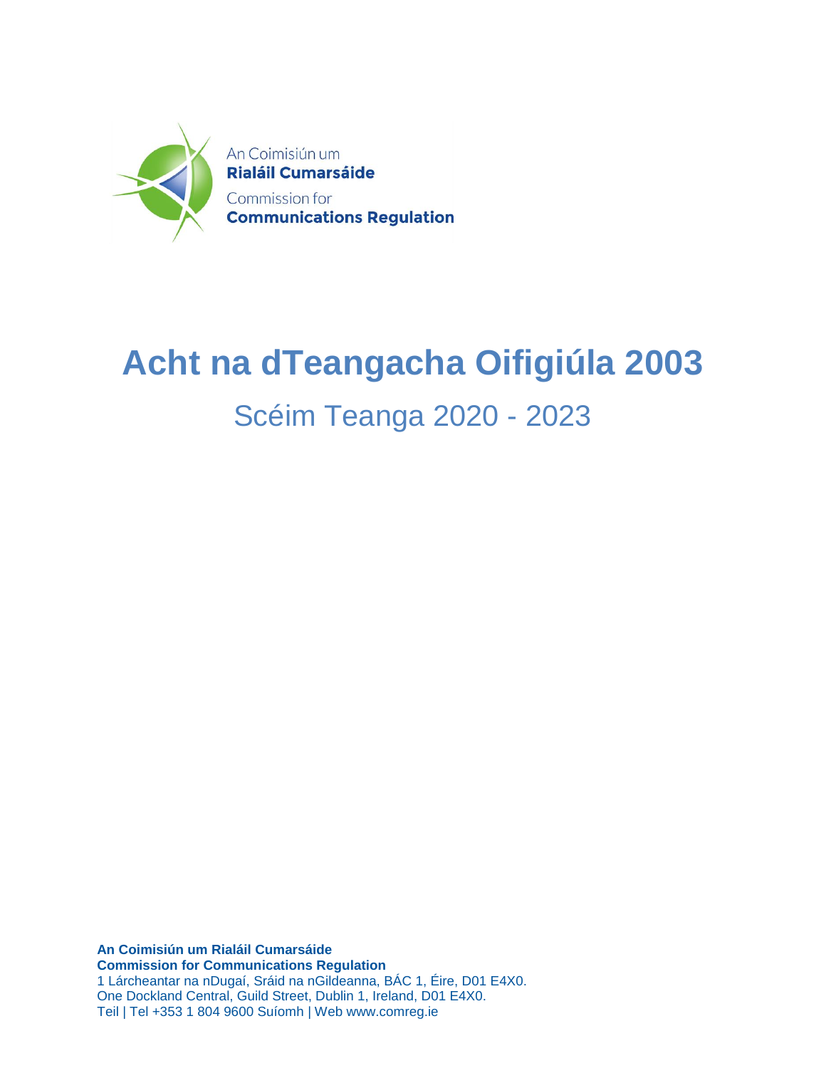An Coimisiún um
**Rialáil Cumarsáide**
Commission for
**Communications Regulation**

# Acht na dTeangacha Oifigiúla 2003

## Scéim Teanga 2020 - 2023

**An Coimisiún um Rialáil Cumarsáide**
**Commission for Communications Regulation**
1 Lárcheantar na nDugaí, Sráid na nGildeanna, BÁC 1, Éire, D01 E4X0.
One Dockland Central, Guild Street, Dublin 1, Ireland, D01 E4X0.
Teil | Tel +353 1 804 9600 Suíomh | Web www.comreg.ie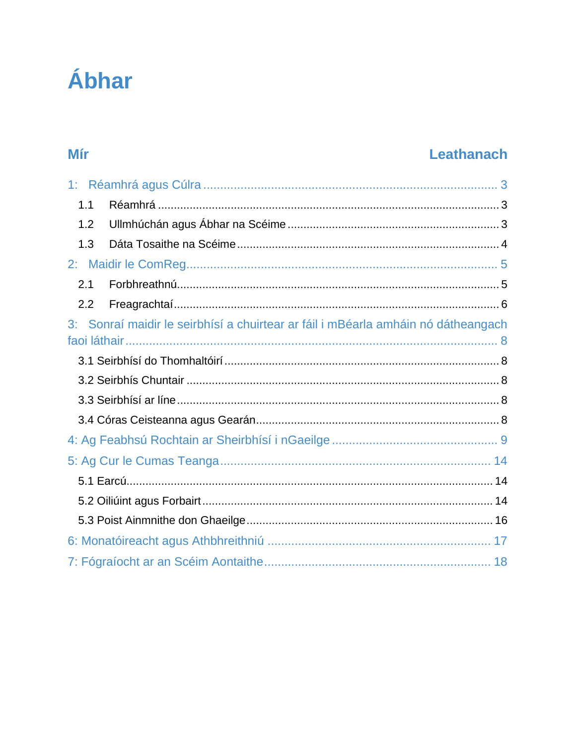# Ábhar

| Mír | Leathanach |
|---|---|
| 1: Réamhrá agus Cúlra | 3 |
| 1.1 Réamhrá | 3 |
| 1.2 Ullmhúchán agus Ábhar na Scéime | 3 |
| 1.3 Dáta Tosaithe na Scéime | 4 |
| 2: Maidir le ComReg | 5 |
| 2.1 Forbhreathnú | 5 |
| 2.2 Freagrachtaí | 6 |
| 3: Sonraí maidir le seirbhísí a chuirtear ar fáil i mBéarla amháin nó dátheangach faoi láthair | 8 |
| 3.1 Seirbhísí do Thomhaltóirí | 8 |
| 3.2 Seirbhís Chuntair | 8 |
| 3.3 Seirbhísí ar líne | 8 |
| 3.4 Córas Ceisteanna agus Gearán | 8 |
| 4: Ag Feabhsú Rochtain ar Sheirbhísí i nGaeilge | 9 |
| 5: Ag Cur le Cumas Teanga | 14 |
| 5.1 Earcú | 14 |
| 5.2 Oiliúint agus Forbairt | 14 |
| 5.3 Poist Ainmnithe don Ghaeilge | 16 |
| 6: Monatóireacht agus Athbhreithniú | 17 |
| 7: Fógraíocht ar an Scéim Aontaithe | 18 |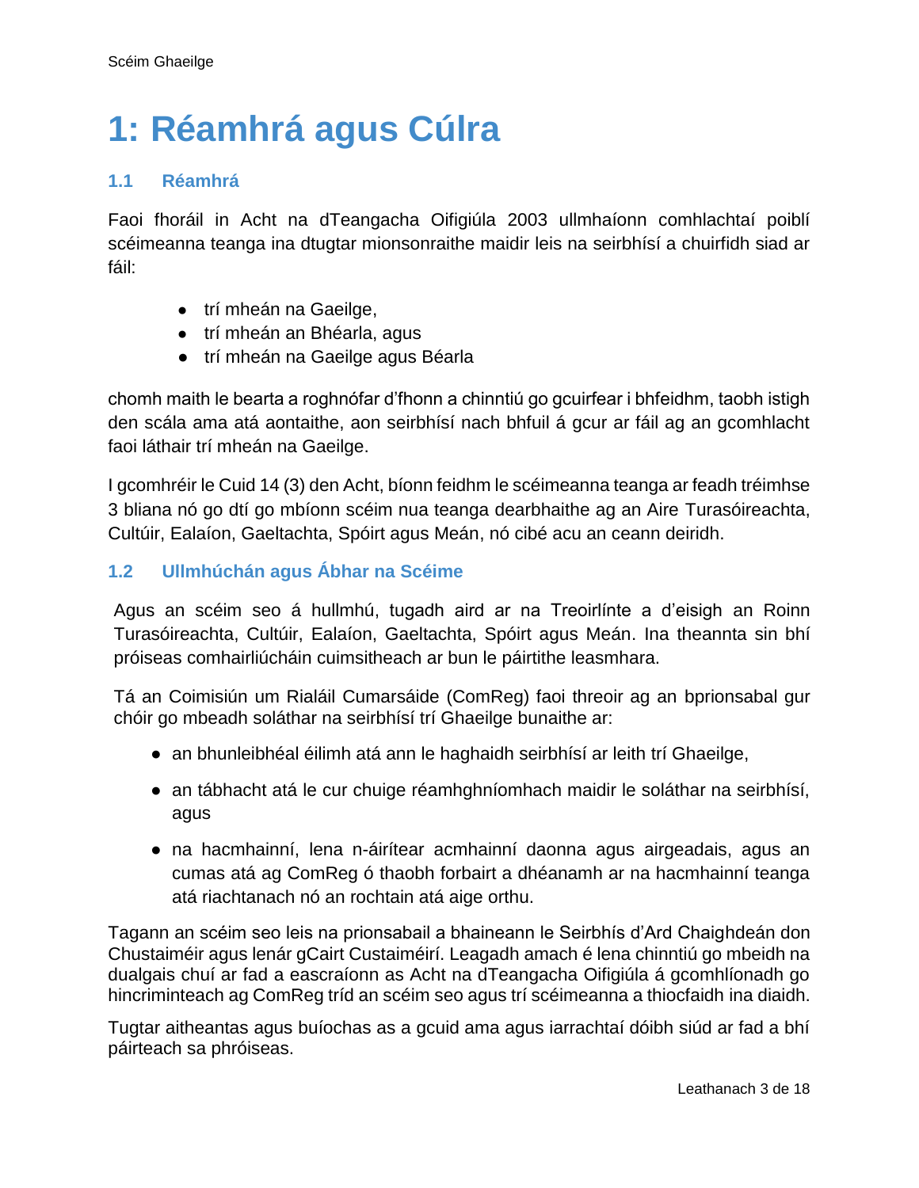# 1: Réamhrá agus Cúlra

## 1.1 Réamhrá

Faoi fhoráil in Acht na dTeangacha Oifigiúla 2003 ullmhaíonn comhlachtaí poiblí scéimeanna teanga ina dtugtar mionsonraithe maidir leis na seirbhísí a chuirfidh siad ar fáil:

- trí mheán na Gaeilge,
- trí mheán an Bhéarla, agus
- trí mheán na Gaeilge agus Béarla

chomh maith le bearta a roghnófar d'fhonn a chinntiú go gcuirfear i bhfeidhm, taobh istigh den scála ama atá aontaithe, aon seirbhísí nach bhfuil á gcur ar fáil ag an gcomhlacht faoi láthair trí mheán na Gaeilge.

I gcomhréir le Cuid 14 (3) den Acht, bíonn feidhm le scéimeanna teanga ar feadh tréimhse 3 bliana nó go dtí go mbíonn scéim nua teanga dearbhaithe ag an Aire Turasóireachta, Cultúir, Ealaíon, Gaeltachta, Spóirt agus Meán, nó cibé acu an ceann deiridh.

## 1.2 Ullmhúchán agus Ábhar na Scéime

Agus an scéim seo á hullmhú, tugadh aird ar na Treoirlínte a d'eisigh an Roinn Turasóireachta, Cultúir, Ealaíon, Gaeltachta, Spóirt agus Meán. Ina theannta sin bhí próiseas comhairliúcháin cuimsitheach ar bun le páirtithe leasmhara.

Tá an Coimisiún um Rialáil Cumarsáide (ComReg) faoi threoir ag an bprionsabal gur chóir go mbeadh soláthar na seirbhísí trí Ghaeilge bunaithe ar:

- an bhunleibhéal éilimh atá ann le haghaidh seirbhísí ar leith trí Ghaeilge,
- an tábhacht atá le cur chuige réamhghníomhach maidir le soláthar na seirbhísí, agus
- na hacmhainní, lena n-áirítear acmhainní daonna agus airgeadais, agus an cumas atá ag ComReg ó thaobh forbairt a dhéanamh ar na hacmhainní teanga atá riachtanach nó an rochtain atá aige orthu.

Tagann an scéim seo leis na prionsabail a bhaineann le Seirbhís d'Ard Chaighdeán don Chustaiméir agus lenár gCairt Custaiméirí. Leagadh amach é lena chinntiú go mbeidh na dualgais chuí ar fad a eascraíonn as Acht na dTeangacha Oifigiúla á gcomhlíonadh go hincriminteach ag ComReg tríd an scéim seo agus trí scéimeanna a thiocfaidh ina diaidh.

Tugtar aitheantas agus buíochas as a gcuid ama agus iarrachtaí dóibh siúd ar fad a bhí páirteach sa phróiseas.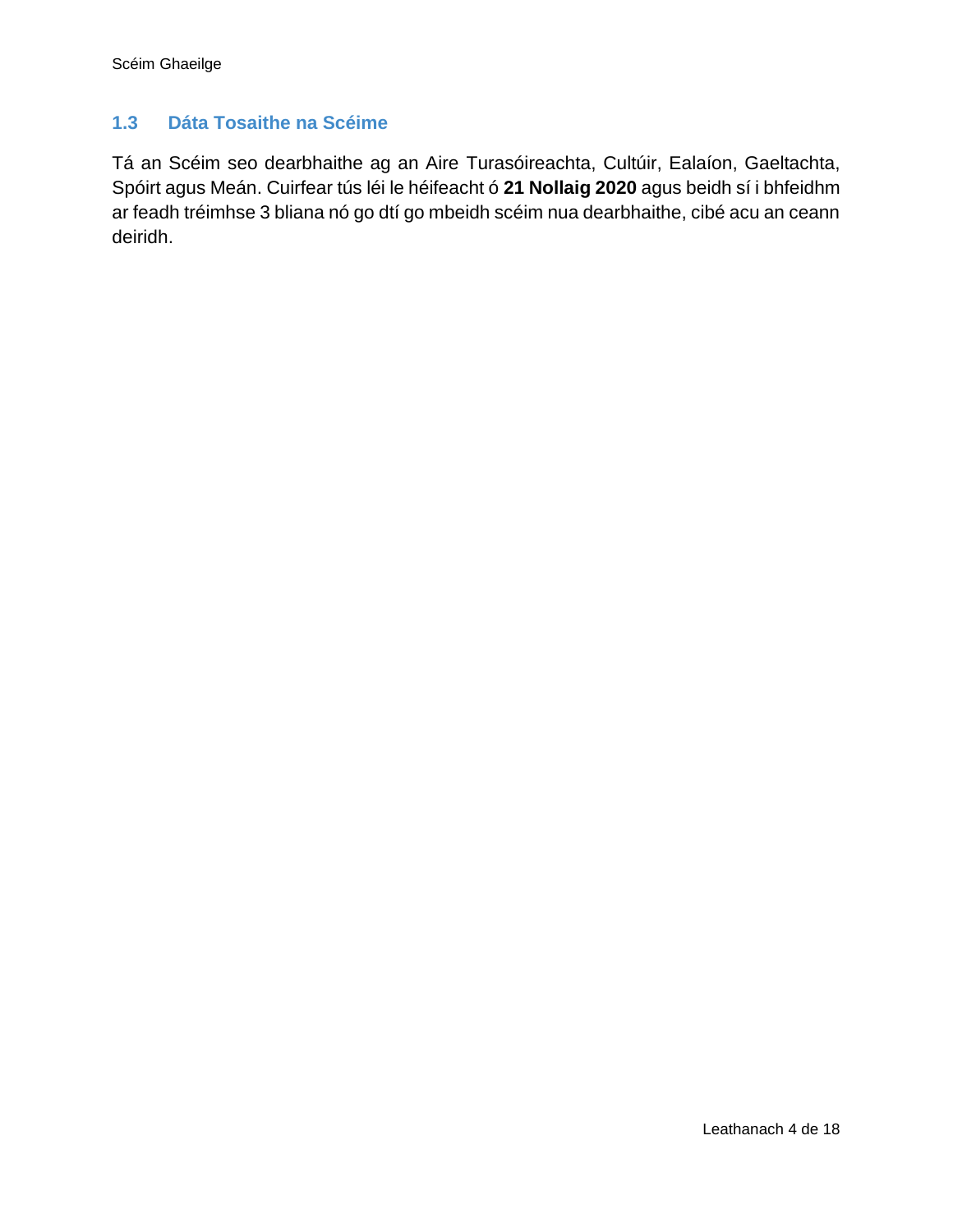### 1.3 Dáta Tosaithe na Scéime

Tá an Scéim seo dearbhaithe ag an Aire Turasóireachta, Cultúir, Ealaíon, Gaeltachta, Spóirt agus Meán. Cuirfear tús léi le héifeacht ó **21 Nollaig 2020** agus beidh sí i bhfeidhm ar feadh tréimhse 3 bliana nó go dtí go mbeidh scéim nua dearbhaithe, cibé acu an ceann deiridh.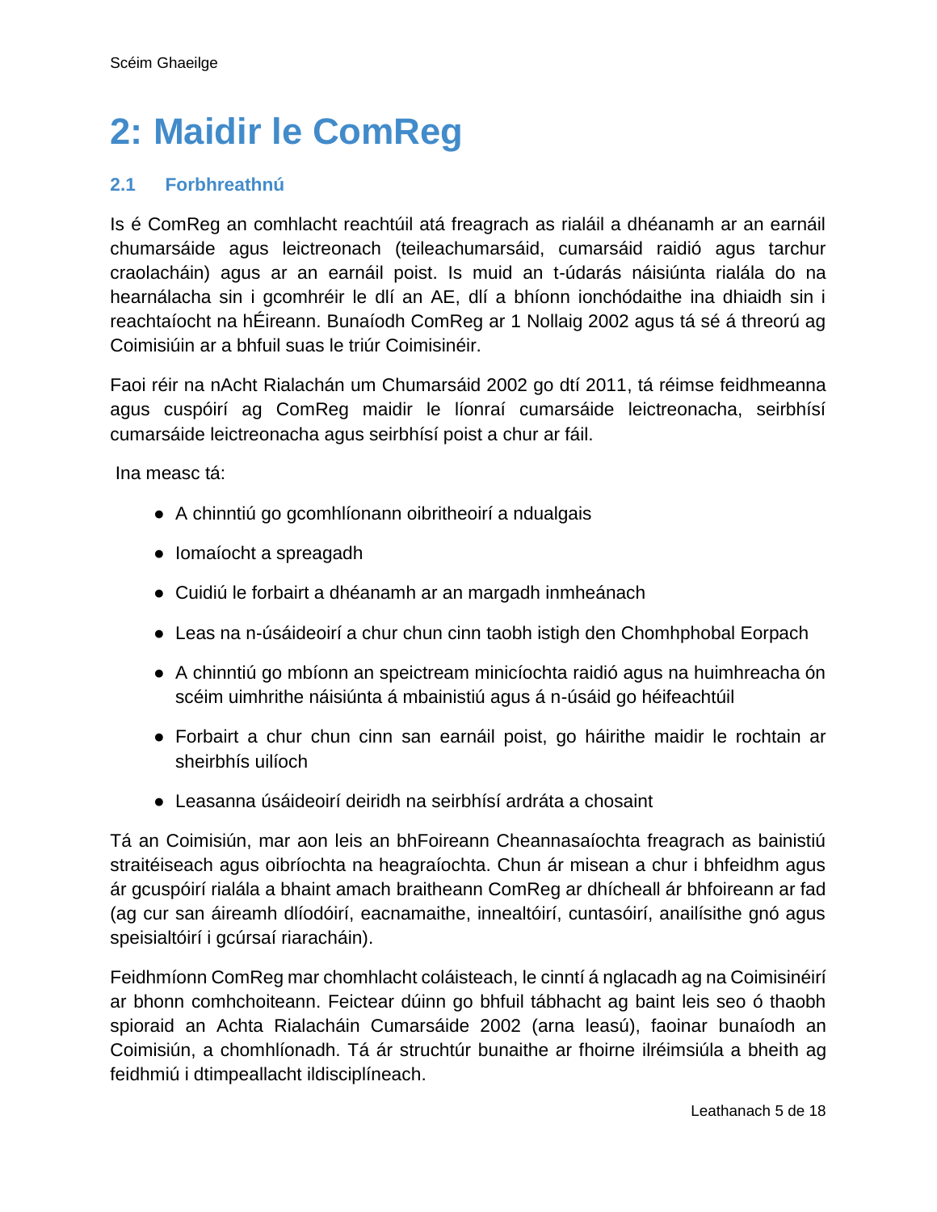# 2: Maidir le ComReg

## 2.1 Forbhreathnú

Is é ComReg an comhlacht reachtúil atá freagrach as rialáil a dhéanamh ar an earnáil chumarsáide agus leictreonach (teileachumarsáid, cumarsáid raidió agus tarchur craolacháin) agus ar an earnáil poist. Is muid an t-údarás náisiúnta rialála do na hearnálacha sin i gcomhréir le dlí an AE, dlí a bhíonn ionchódaithe ina dhiaidh sin i reachtaíocht na hÉireann. Bunaíodh ComReg ar 1 Nollaig 2002 agus tá sé á threorú ag Coimisiúin ar a bhfuil suas le triúr Coimisinéir.

Faoi réir na nAcht Rialachán um Chumarsáid 2002 go dtí 2011, tá réimse feidhmeanna agus cuspóirí ag ComReg maidir le líonraí cumarsáide leictreonacha, seirbhísí cumarsáide leictreonacha agus seirbhísí poist a chur ar fáil.

Ina measc tá:

- A chinntiú go gcomhlíonann oibritheoirí a ndualgais
- Iomaíocht a spreagadh
- Cuidiú le forbairt a dhéanamh ar an margadh inmheánach
- Leas na n-úsáideoirí a chur chun cinn taobh istigh den Chomhphobal Eorpach
- A chinntiú go mbíonn an speictream minicíochta raidió agus na huimhreacha ón scéim uimhrithe náisiúnta á mbainistiú agus á n-úsáid go héifeachtúil
- Forbairt a chur chun cinn san earnáil poist, go háirithe maidir le rochtain ar sheirbhís uilíoch
- Leasanna úsáideoirí deiridh na seirbhísí ardráta a chosaint

Tá an Coimisiún, mar aon leis an bhFoireann Cheannasaíochta freagrach as bainistiú straitéiseach agus oibríochta na heagraíochta. Chun ár misean a chur i bhfeidhm agus ár gcuspóirí rialála a bhaint amach braitheann ComReg ar dhícheall ár bhfoireann ar fad (ag cur san áireamh dlíodóirí, eacnamaithe, innealtóirí, cuntasóirí, anailísithe gnó agus speisialtóirí i gcúrsaí riaracháin).

Feidhmíonn ComReg mar chomhlacht coláisteach, le cinntí á nglacadh ag na Coimisinéirí ar bhonn comhchoiteann. Feictear dúinn go bhfuil tábhacht ag baint leis seo ó thaobh spioraid an Achta Rialacháin Cumarsáide 2002 (arna leasú), faoinar bunaíodh an Coimisiún, a chomhlíonadh. Tá ár struchtúr bunaithe ar fhoirne ilréimsiúla a bheith ag feidhmiú i dtimpeallacht ildisciplíneach.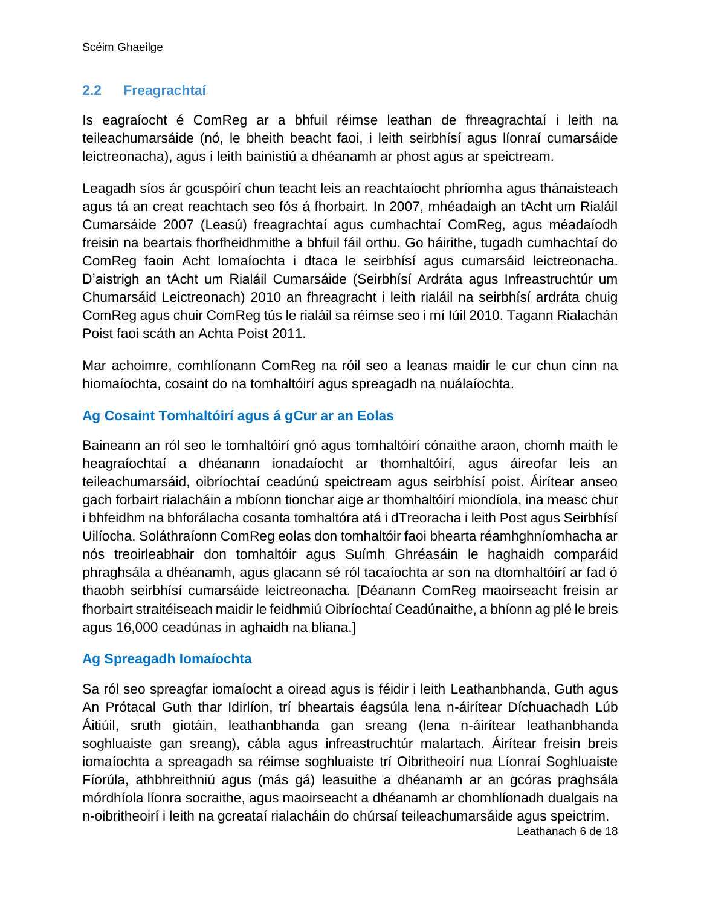## 2.2 Freagrachtaí

Is eagraíocht é ComReg ar a bhfuil réimse leathan de fhreagrachtaí i leith na teileachumarsáide (nó, le bheith beacht faoi, i leith seirbhísí agus líonraí cumarsáide leictreonacha), agus i leith bainistiú a dhéanamh ar phost agus ar speictream.

Leagadh síos ár gcuspóirí chun teacht leis an reachtaíocht phríomha agus thánaisteach agus tá an creat reachtach seo fós á fhorbairt. In 2007, mhéadaigh an tAcht um Rialáil Cumarsáide 2007 (Leasú) freagrachtaí agus cumhachtaí ComReg, agus méadaíodh freisin na beartais fhorfheidhmithe a bhfuil fáil orthu. Go háirithe, tugadh cumhachtaí do ComReg faoin Acht Iomaíochta i dtaca le seirbhísí agus cumarsáid leictreonacha. D'aistrigh an tAcht um Rialáil Cumarsáide (Seirbhísí Ardráta agus Infreastruchtúr um Chumarsáid Leictreonach) 2010 an fhreagracht i leith rialáil na seirbhísí ardráta chuig ComReg agus chuir ComReg tús le rialáil sa réimse seo i mí Iúil 2010. Tagann Rialachán Poist faoi scáth an Achta Poist 2011.

Mar achoimre, comhlíonann ComReg na róil seo a leanas maidir le cur chun cinn na hiomaíochta, cosaint do na tomhaltóirí agus spreagadh na nuálaíochta.

### Ag Cosaint Tomhaltóirí agus á gCur ar an Eolas

Baineann an ról seo le tomhaltóirí gnó agus tomhaltóirí cónaithe araon, chomh maith le heagraíochtaí a dhéanann ionadaíocht ar thomhaltóirí, agus áireofar leis an teileachumarsáid, oibríochtaí ceadúnú speictream agus seirbhísí poist. Áirítear anseo gach forbairt rialacháin a mbíonn tionchar aige ar thomhaltóirí miondíola, ina measc chur i bhfeidhm na bhforálacha cosanta tomhaltóra atá i dTreoracha i leith Post agus Seirbhísí Uilíocha. Soláthraíonn ComReg eolas don tomhaltóir faoi bhearta réamhghníomhacha ar nós treoirleabhair don tomhaltóir agus Suímh Ghréasáin le haghaidh comparáid phraghsála a dhéanamh, agus glacann sé ról tacaíochta ar son na dtomhaltóirí ar fad ó thaobh seirbhísí cumarsáide leictreonacha. [Déanann ComReg maoirseacht freisin ar fhorbairt straitéiseach maidir le feidhmiú Oibríochtaí Ceadúnaithe, a bhíonn ag plé le breis agus 16,000 ceadúnas in aghaidh na bliana.]

### Ag Spreagadh Iomaíochta

Sa ról seo spreagfar iomaíocht a oiread agus is féidir i leith Leathanbhanda, Guth agus An Prótacal Guth thar Idirlíon, trí bheartais éagsúla lena n-áirítear Díchuachadh Lúb Áitiúil, sruth giotáin, leathanbhanda gan sreang (lena n-áirítear leathanbhanda soghluaiste gan sreang), cábla agus infreastruchtúr malartach. Áirítear freisin breis iomaíochta a spreagadh sa réimse soghluaiste trí Oibritheoirí nua Líonraí Soghluaiste Fíorúla, athbhreithniú agus (más gá) leasuithe a dhéanamh ar an gcóras praghsála mórdhíola líonra socraithe, agus maoirseacht a dhéanamh ar chomhlíonadh dualgais na n-oibritheoirí i leith na gcreataí rialacháin do chúrsaí teileachumarsáide agus speictrim.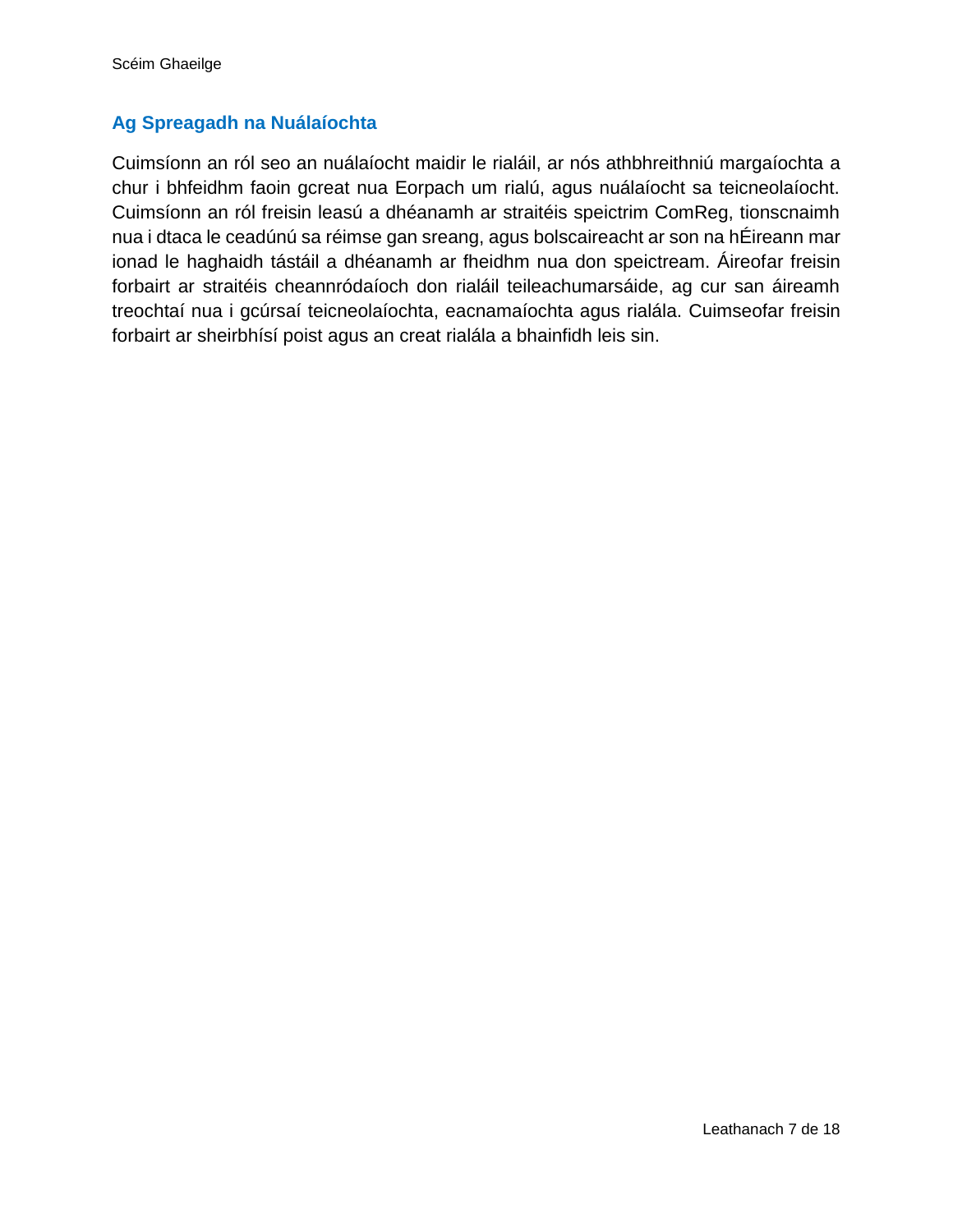## Ag Spreagadh na Nuálaíochta

Cuimsíonn an ról seo an nuálaíocht maidir le rialáil, ar nós athbhreithniú margaíochta a chur i bhfeidhm faoin gcreat nua Eorpach um rialú, agus nuálaíocht sa teicneolaíocht. Cuimsíonn an ról freisin leasú a dhéanamh ar straitéis speictrim ComReg, tionscnaimh nua i dtaca le ceadúnú sa réimse gan sreang, agus bolscaireacht ar son na hÉireann mar ionad le haghaidh tástáil a dhéanamh ar fheidhm nua don speictream. Áireofar freisin forbairt ar straitéis cheannródaíoch don rialáil teileachumarsáide, ag cur san áireamh treochtaí nua i gcúrsaí teicneolaíochta, eacnamaíochta agus rialála. Cuimseofar freisin forbairt ar sheirbhísí poist agus an creat rialála a bhainfidh leis sin.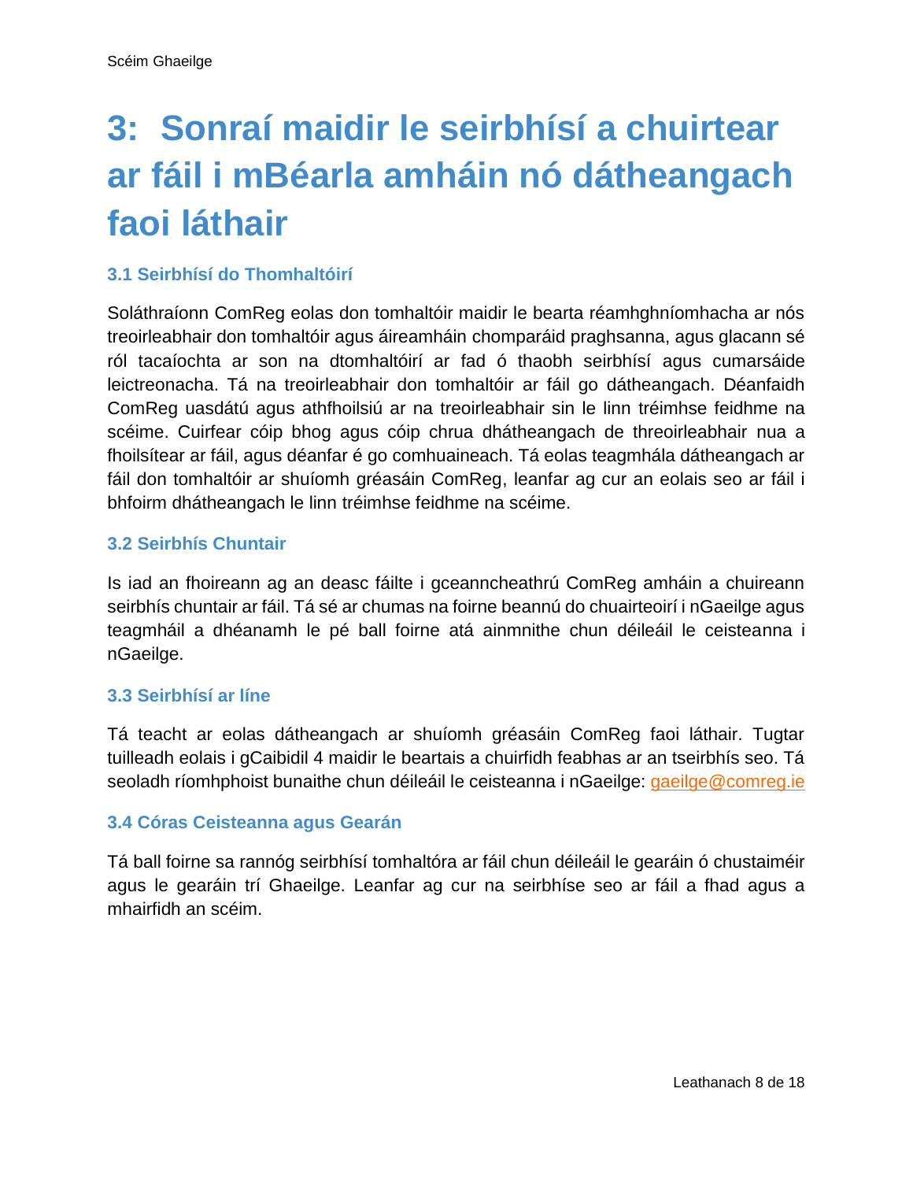# 3: Sonraí maidir le seirbhísí a chuirtear ar fáil i mBéarla amháin nó dátheangach faoi láthair

### 3.1 Seirbhísí do Thomhaltóirí

Soláthraíonn ComReg eolas don tomhaltóir maidir le bearta réamhghníomhacha ar nós treoirleabhair don tomhaltóir agus áireamháin chomparáid praghsanna, agus glacann sé ról tacaíochta ar son na dtomhaltóirí ar fad ó thaobh seirbhísí agus cumarsáide leictreonacha. Tá na treoirleabhair don tomhaltóir ar fáil go dátheangach. Déanfaidh ComReg uasdátú agus athfhoilsiú ar na treoirleabhair sin le linn tréimhse feidhme na scéime. Cuirfear cóip bhog agus cóip chrua dhátheangach de threoirleabhair nua a fhoilsítear ar fáil, agus déanfar é go comhuaineach. Tá eolas teagmhála dátheangach ar fáil don tomhaltóir ar shuíomh gréasáin ComReg, leanfar ag cur an eolais seo ar fáil i bhfoirm dhátheangach le linn tréimhse feidhme na scéime.

### 3.2 Seirbhís Chuntair

Is iad an fhoireann ag an deasc fáilte i gceanncheathrú ComReg amháin a chuireann seirbhís chuntair ar fáil. Tá sé ar chumas na foirne beannú do chuairteoirí i nGaeilge agus teagmháil a dhéanamh le pé ball foirne atá ainmnithe chun déileáil le ceisteanna i nGaeilge.

### 3.3 Seirbhísí ar líne

Tá teacht ar eolas dátheangach ar shuíomh gréasáin ComReg faoi láthair. Tugtar tuilleadh eolais i gCaibidil 4 maidir le beartais a chuirfidh feabhas ar an tseirbhís seo. Tá seoladh ríomhphoist bunaithe chun déileáil le ceisteanna i nGaeilge: gaeilge@comreg.ie

### 3.4 Córas Ceisteanna agus Gearán

Tá ball foirne sa rannóg seirbhísí tomhaltóra ar fáil chun déileáil le gearáin ó chustaiméir agus le gearáin trí Ghaeilge. Leanfar ag cur na seirbhíse seo ar fáil a fhad agus a mhairfidh an scéim.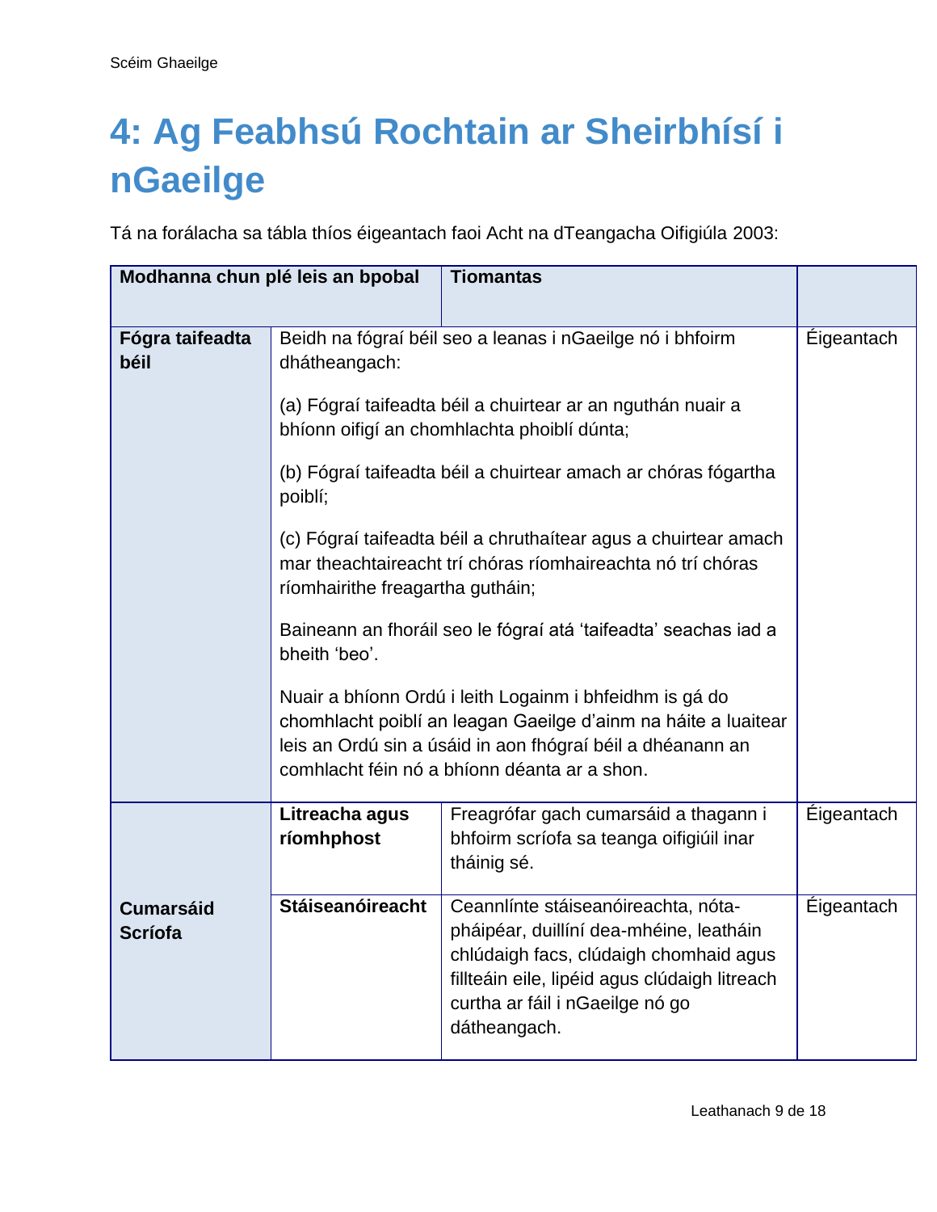# 4: Ag Feabhsú Rochtain ar Sheirbhísí i nGaeilge

Tá na forálacha sa tábla thíos éigeantach faoi Acht na dTeangacha Oifigiúla 2003:

| Modhanna chun plé leis an bpobal | | Tiomantas | |
|---|---|---|---|
| **Fógra taifeadta béil** | Beidh na fógraí béil seo a leanas i nGaeilge nó i bhfoirm dhátheangach:<br><br>(a) Fógraí taifeadta béil a chuirtear ar an nguthán nuair a bhíonn oifigí an chomhlachta phoiblí dúnta;<br><br>(b) Fógraí taifeadta béil a chuirtear amach ar chóras fógartha poiblí;<br><br>(c) Fógraí taifeadta béil a chruthaítear agus a chuirtear amach mar theachtaireacht trí chóras ríomhaireachta nó trí chóras ríomhairithe freagartha gutháin;<br><br>Baineann an fhoráil seo le fógraí atá 'taifeadta' seachas iad a bheith 'beo'.<br><br>Nuair a bhíonn Ordú i leith Logainm i bhfeidhm is gá do chomhlacht poiblí an leagan Gaeilge d'ainm na háite a luaitear leis an Ordú sin a úsáid in aon fhógraí béil a dhéanann an comhlacht féin nó a bhíonn déanta ar a shon. | | Éigeantach |
| **Cumarsáid Scríofa** | **Litreacha agus ríomhphost** | Freagrófar gach cumarsáid a thagann i bhfoirm scríofa sa teanga oifigiúil inar tháinig sé. | Éigeantach |
| | **Stáiseanóireacht** | Ceannlínte stáiseanóireachta, nóta-pháipéar, duillíní dea-mhéine, leatháin chlúdaigh facs, clúdaigh chomhaid agus fillteáin eile, lipéid agus clúdaigh litreach curtha ar fáil i nGaeilge nó go dátheangach. | Éigeantach |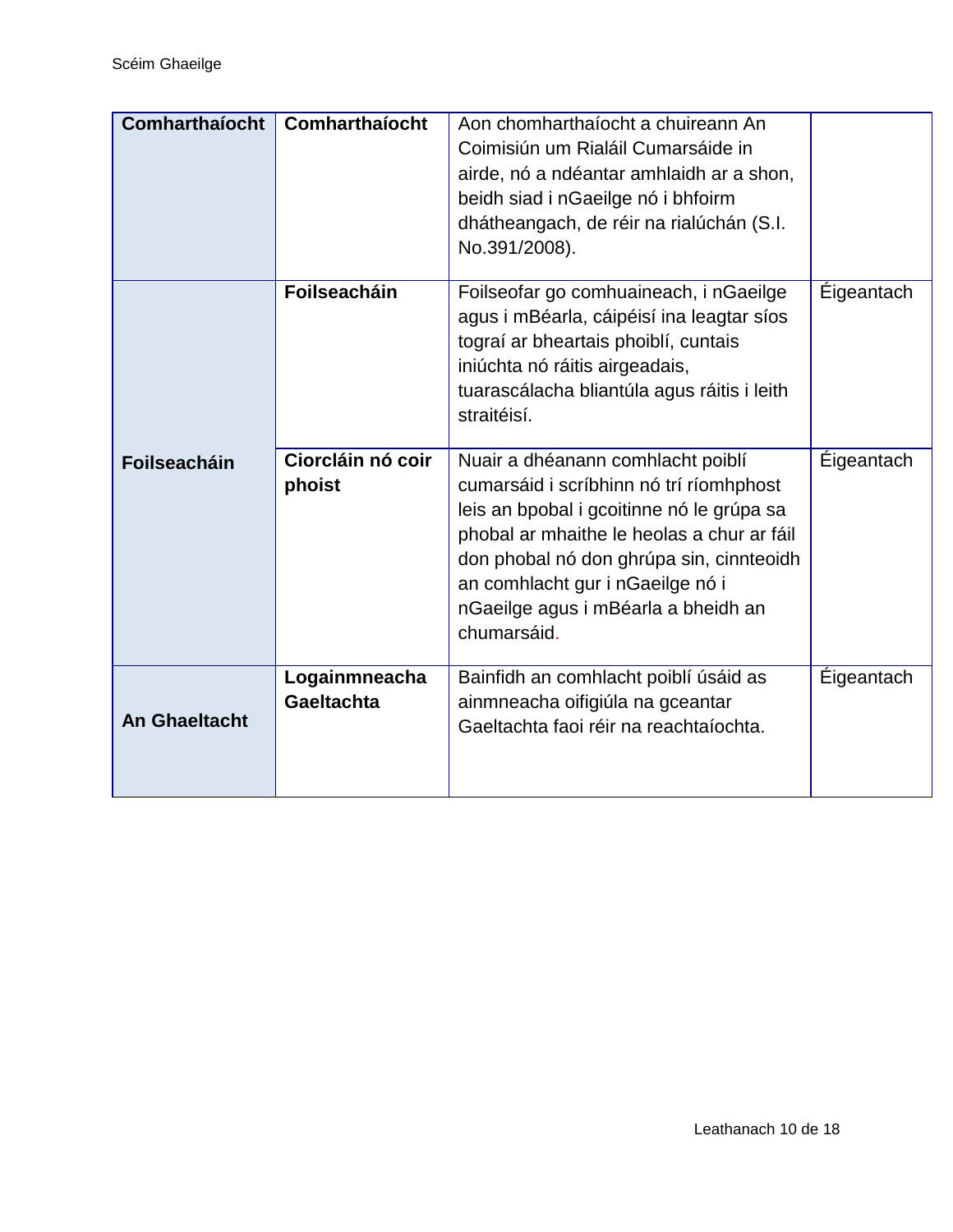| | | | |
|---|---|---|---|
| **Comharthaíocht** | **Comharthaíocht** | Aon chomharthaíocht a chuireann An Coimisiún um Rialáil Cumarsáide in airde, nó a ndéantar amhlaidh ar a shon, beidh siad i nGaeilge nó i bhfoirm dhátheangach, de réir na rialúchán (S.I. No.391/2008). | |
| **Foilseacháin** | **Foilseacháin** | Foilseofar go comhuaineach, i nGaeilge agus i mBéarla, cáipéisí ina leagtar síos tograí ar bheartais phoiblí, cuntais iniúchta nó ráitis airgeadais, tuarascálacha bliantúla agus ráitis i leith straitéisí. | Éigeantach |
| | **Ciorcláin nó coir phoist** | Nuair a dhéanann comhlacht poiblí cumarsáid i scríbhinn nó trí ríomhphost leis an bpobal i gcoitinne nó le grúpa sa phobal ar mhaithe le heolas a chur ar fáil don phobal nó don ghrúpa sin, cinnteoidh an comhlacht gur i nGaeilge nó i nGaeilge agus i mBéarla a bheidh an chumarsáid. | Éigeantach |
| **An Ghaeltacht** | **Logainmneacha Gaeltachta** | Bainfidh an comhlacht poiblí úsáid as ainmneacha oifigiúla na gceantar Gaeltachta faoi réir na reachtaíochta. | Éigeantach |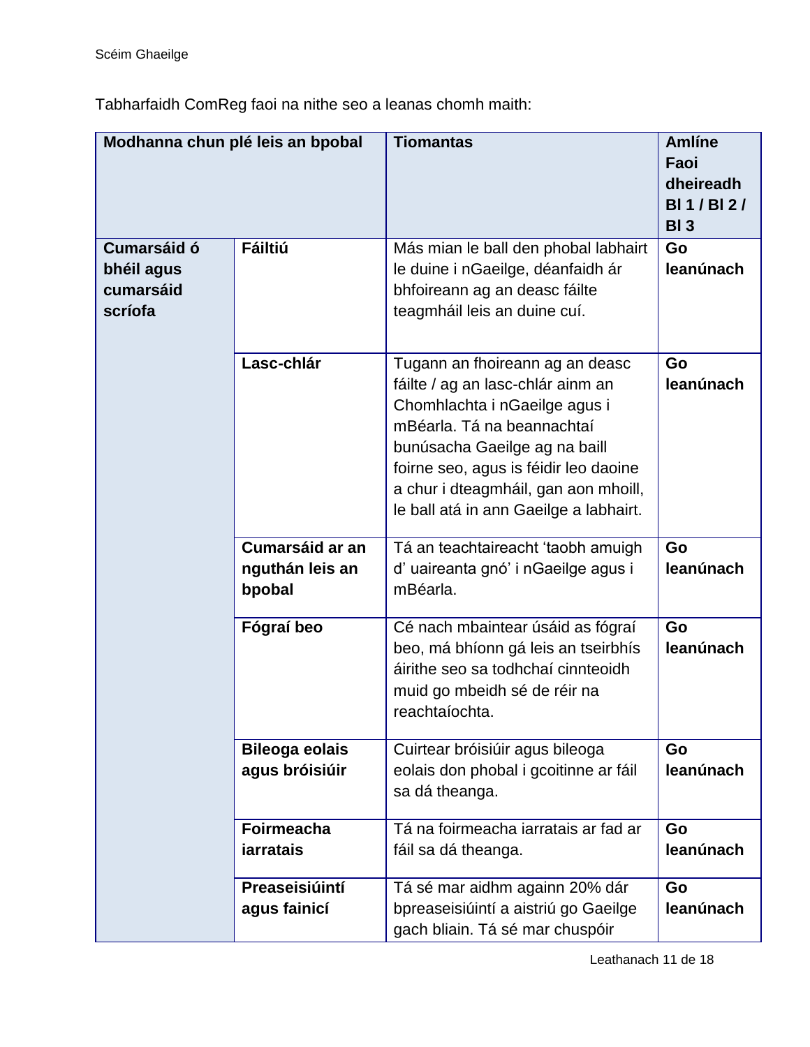Tabharfaidh ComReg faoi na nithe seo a leanas chomh maith:

| Modhanna chun plé leis an bpobal | | Tiomantas | Amlíne Faoi dheireadh Bl 1 / Bl 2 / Bl 3 |
|---|---|---|---|
| **Cumarsáid ó bhéil agus cumarsáid scríofa** | **Fáiltiú** | Más mian le ball den phobal labhairt le duine i nGaeilge, déanfaidh ár bhfoireann ag an deasc fáilte teagmháil leis an duine cuí. | **Go leanúnach** |
| | **Lasc-chlár** | Tugann an fhoireann ag an deasc fáilte / ag an lasc-chlár ainm an Chomhlachta i nGaeilge agus i mBéarla. Tá na beannachtaí bunúsacha Gaeilge ag na baill foirne seo, agus is féidir leo daoine a chur i dteagmháil, gan aon mhoill, le ball atá in ann Gaeilge a labhairt. | **Go leanúnach** |
| | **Cumarsáid ar an nguthán leis an bpobal** | Tá an teachtaireacht 'taobh amuigh d' uaireanta gnó' i nGaeilge agus i mBéarla. | **Go leanúnach** |
| | **Fógraí beo** | Cé nach mbaintear úsáid as fógraí beo, má bhíonn gá leis an tseirbhís áirithe seo sa todhchaí cinnteoidh muid go mbeidh sé de réir na reachtaíochta. | **Go leanúnach** |
| | **Bileoga eolais agus bróisiúir** | Cuirtear bróisiúir agus bileoga eolais don phobal i gcoitinne ar fáil sa dá theanga. | **Go leanúnach** |
| | **Foirmeacha iarratais** | Tá na foirmeacha iarratais ar fad ar fáil sa dá theanga. | **Go leanúnach** |
| | **Preaseisiúintí agus fainicí** | Tá sé mar aidhm againn 20% dár bpreaseisiúintí a aistriú go Gaeilge gach bliain. Tá sé mar chuspóir | **Go leanúnach** |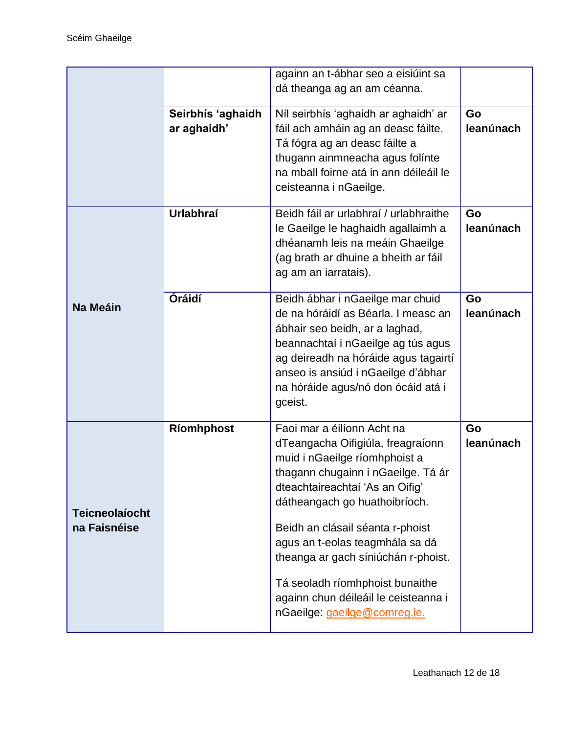| | | | |
|---|---|---|---|
| | | againn an t-ábhar seo a eisiúint sa dá theanga ag an am céanna. | |
| | **Seirbhís 'aghaidh ar aghaidh'** | Níl seirbhís 'aghaidh ar aghaidh' ar fáil ach amháin ag an deasc fáilte. Tá fógra ag an deasc fáilte a thugann ainmneacha agus folínte na mball foirne atá in ann déileáil le ceisteanna i nGaeilge. | **Go leanúnach** |
| **Na Meáin** | **Urlabhraí** | Beidh fáil ar urlabhraí / urlabhraithe le Gaeilge le haghaidh agallaimh a dhéanamh leis na meáin Ghaeilge (ag brath ar dhuine a bheith ar fáil ag am an iarratais). | **Go leanúnach** |
| | **Óráidí** | Beidh ábhar i nGaeilge mar chuid de na hóráidí as Béarla. I measc an ábhair seo beidh, ar a laghad, beannachtaí i nGaeilge ag tús agus ag deireadh na hóráide agus tagairtí anseo is ansiúd i nGaeilge d'ábhar na hóráide agus/nó don ócáid atá i gceist. | **Go leanúnach** |
| **Teicneolaíocht na Faisnéise** | **Ríomhphost** | Faoi mar a éilíonn Acht na dTeangacha Oifigiúla, freagraíonn muid i nGaeilge ríomhphoist a thagann chugainn i nGaeilge. Tá ár dteachtaireachtaí 'As an Oifig' dátheangach go huathoibríoch.<br><br>Beidh an clásail séanta r-phoist agus an t-eolas teagmhála sa dá theanga ar gach síniúchán r-phoist.<br><br>Tá seoladh ríomhphoist bunaithe againn chun déileáil le ceisteanna i nGaeilge: gaeilge@comreg.ie. | **Go leanúnach** |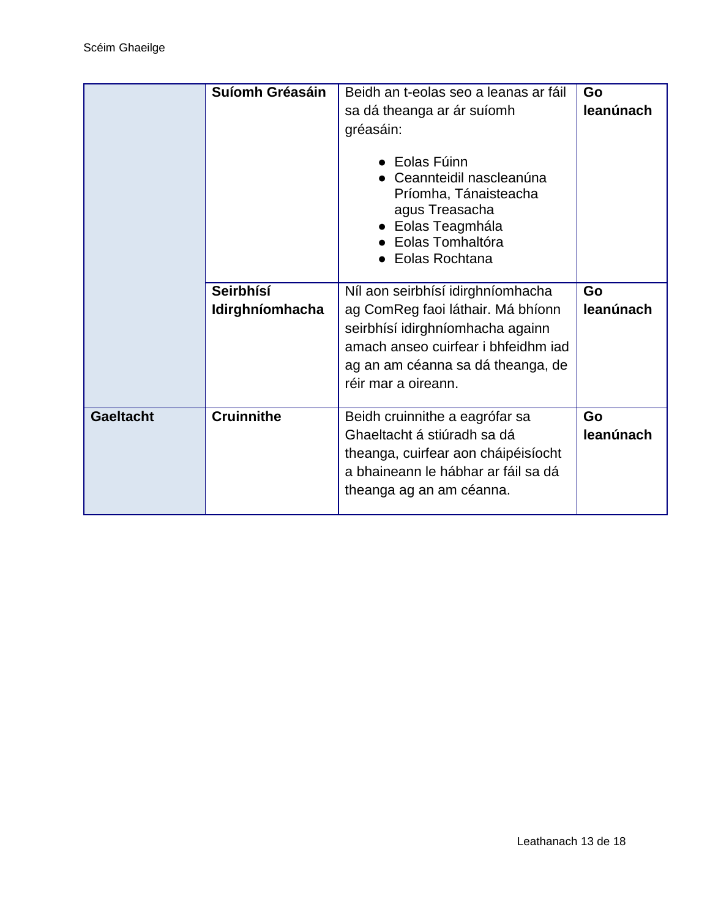| | | | |
|---|---|---|---|
| | **Suíomh Gréasáin** | Beidh an t-eolas seo a leanas ar fáil sa dá theanga ar ár suíomh gréasáin:<br><br>• Eolas Fúinn<br>• Ceannteidil nascleanúna Príomha, Tánaisteacha agus Treasacha<br>• Eolas Teagmhála<br>• Eolas Tomhaltóra<br>• Eolas Rochtana | **Go leanúnach** |
| | **Seirbhísí Idirghníomhacha** | Níl aon seirbhísí idirghníomhacha ag ComReg faoi láthair. Má bhíonn seirbhísí idirghníomhacha againn amach anseo cuirfear i bhfeidhm iad ag an am céanna sa dá theanga, de réir mar a oireann. | **Go leanúnach** |
| **Gaeltacht** | **Cruinnithe** | Beidh cruinnithe a eagrófar sa Ghaeltacht á stiúradh sa dá theanga, cuirfear aon cháipéisíocht a bhaineann le hábhar ar fáil sa dá theanga ag an am céanna. | **Go leanúnach** |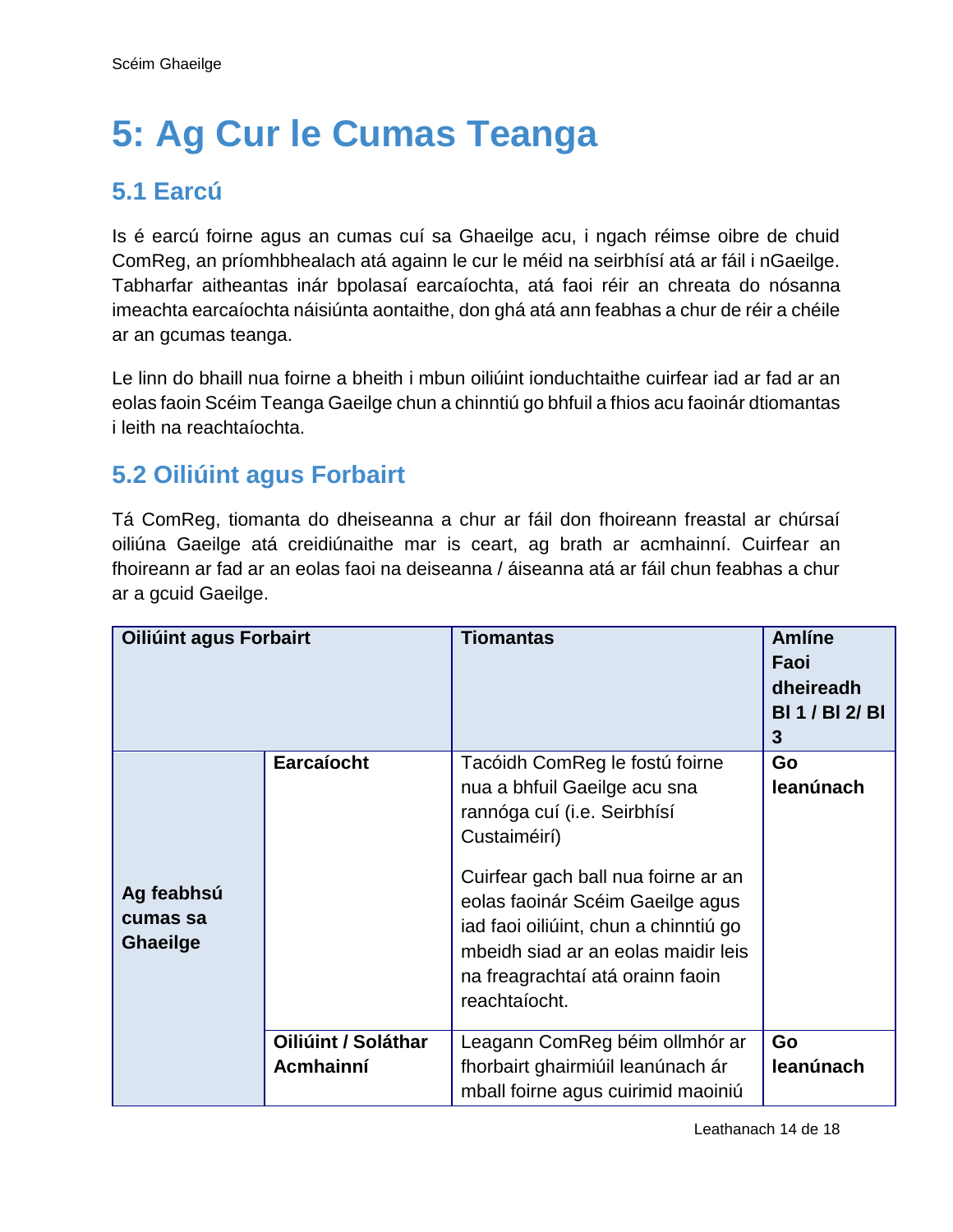# 5: Ag Cur le Cumas Teanga

## 5.1 Earcú

Is é earcú foirne agus an cumas cuí sa Ghaeilge acu, i ngach réimse oibre de chuid ComReg, an príomhbhealach atá againn le cur le méid na seirbhísí atá ar fáil i nGaeilge. Tabharfar aitheantas inár bpolasaí earcaíochta, atá faoi réir an chreata do nósanna imeachta earcaíochta náisiúnta aontaithe, don ghá atá ann feabhas a chur de réir a chéile ar an gcumas teanga.

Le linn do bhaill nua foirne a bheith i mbun oiliúint ionduchtaithe cuirfear iad ar fad ar an eolas faoin Scéim Teanga Gaeilge chun a chinntiú go bhfuil a fhios acu faoinár dtiomantas i leith na reachtaíochta.

## 5.2 Oiliúint agus Forbairt

Tá ComReg, tiomanta do dheiseanna a chur ar fáil don fhoireann freastal ar chúrsaí oiliúna Gaeilge atá creidiúnaithe mar is ceart, ag brath ar acmhainní. Cuirfear an fhoireann ar fad ar an eolas faoi na deiseanna / áiseanna atá ar fáil chun feabhas a chur ar a gcuid Gaeilge.

| **Oiliúint agus Forbairt** | | **Tiomantas** | **Amlíne Faoi dheireadh Bl 1 / Bl 2/ Bl 3** |
|---|---|---|---|
| **Ag feabhsú cumas sa Ghaeilge** | **Earcaíocht** | Tacóidh ComReg le fostú foirne nua a bhfuil Gaeilge acu sna rannóga cuí (i.e. Seirbhísí Custaiméirí)<br><br>Cuirfear gach ball nua foirne ar an eolas faoinár Scéim Gaeilge agus iad faoi oiliúint, chun a chinntiú go mbeidh siad ar an eolas maidir leis na freagrachtaí atá orainn faoin reachtaíocht. | **Go leanúnach** |
| | **Oiliúint / Soláthar Acmhainní** | Leagann ComReg béim ollmhór ar fhorbairt ghairmiúil leanúnach ár mball foirne agus cuirimid maoiniú | **Go leanúnach** |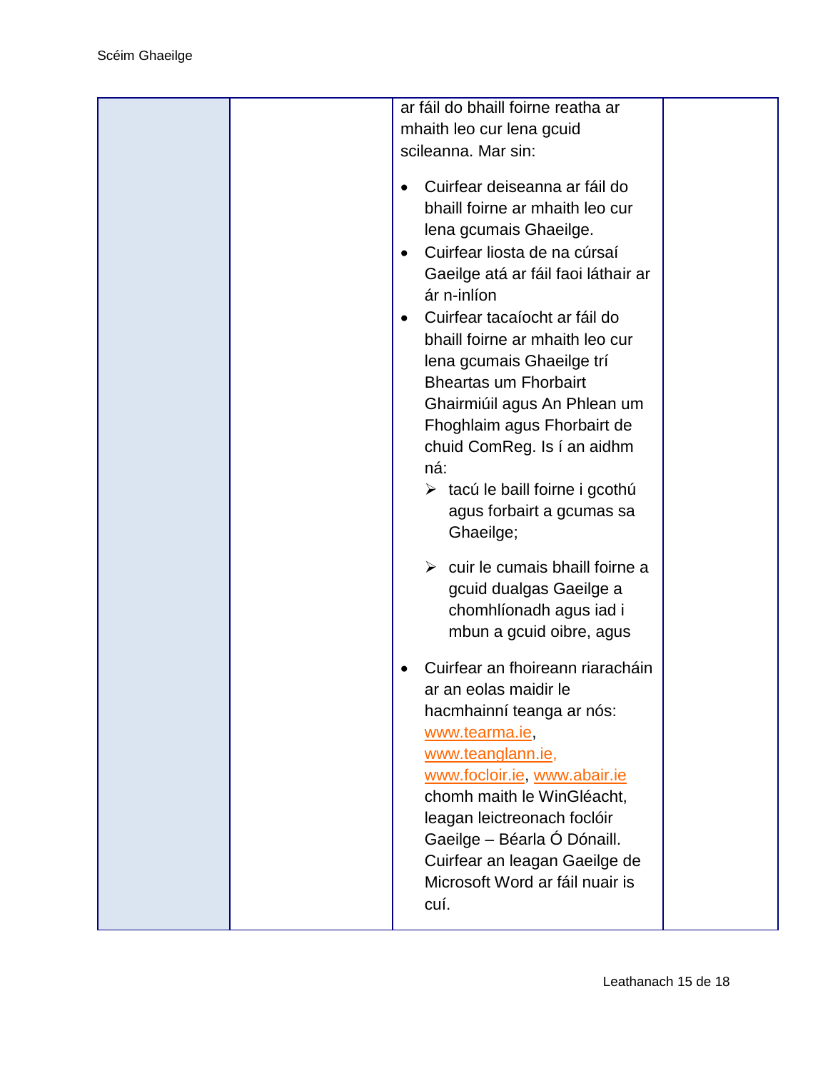| | | ar fáil do bhaill foirne reatha ar mhaith leo cur lena gcuid scileanna. Mar sin:<br><br>• Cuirfear deiseanna ar fáil do bhaill foirne ar mhaith leo cur lena gcumais Ghaeilge.<br>• Cuirfear liosta de na cúrsaí Gaeilge atá ar fáil faoi láthair ar ár n-inlíon<br>• Cuirfear tacaíocht ar fáil do bhaill foirne ar mhaith leo cur lena gcumais Ghaeilge trí Bheartas um Fhorbairt Ghairmiúil agus An Phlean um Fhoghlaim agus Fhorbairt de chuid ComReg. Is í an aidhm ná:<br>➢ tacú le baill foirne i gcothú agus forbairt a gcumas sa Ghaeilge;<br>➢ cuir le cumais bhaill foirne a gcuid dualgas Gaeilge a chomhlíonadh agus iad i mbun a gcuid oibre, agus<br><br>• Cuirfear an fhoireann riaracháin ar an eolas maidir le hacmhainní teanga ar nós: www.tearma.ie, www.teanglann.ie, www.focloir.ie, www.abair.ie chomh maith le WinGléacht, leagan leictreonach foclóir Gaeilge – Béarla Ó Dónaill. Cuirfear an leagan Gaeilge de Microsoft Word ar fáil nuair is cuí. | |
|---|---|---|---|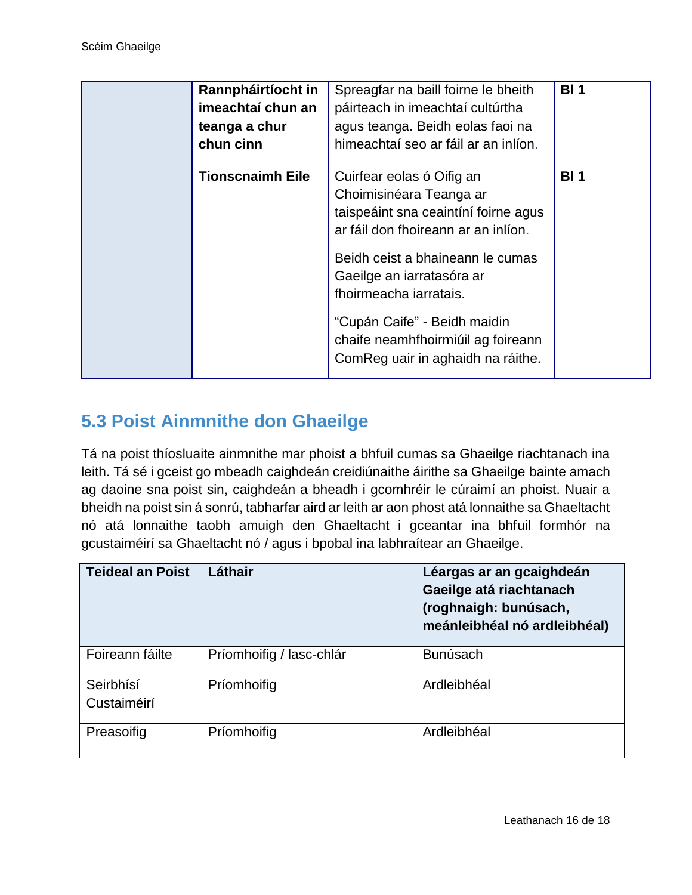|  | Rannpháirtíocht in imeachtaí chun an teanga a chur chun cinn | Spreagfar na baill foirne le bheith páirteach in imeachtaí cultúrtha agus teanga. Beidh eolas faoi na himeachtaí seo ar fáil ar an inlíon. | Bl 1 |
| --- | --- | --- | --- |
|  | Tionscnaimh Eile | Cuirfear eolas ó Oifig an Choimisinéara Teanga ar taispeáint sna ceaintíní foirne agus ar fáil don fhoireann ar an inlíon.<br><br>Beidh ceist a bhaineann le cumas Gaeilge an iarratasóra ar fhoirmeacha iarratais.<br><br>“Cupán Caife” - Beidh maidin chaife neamhfhoirmiúil ag foireann ComReg uair in aghaidh na ráithe. | Bl 1 |

## 5.3 Poist Ainmnithe don Ghaeilge

Tá na poist thíosluaite ainmnithe mar phoist a bhfuil cumas sa Ghaeilge riachtanach ina leith. Tá sé i gceist go mbeadh caighdeán creidiúnaithe áirithe sa Ghaeilge bainte amach ag daoine sna poist sin, caighdeán a bheadh i gcomhréir le cúraimí an phoist. Nuair a bheidh na poist sin á sonrú, tabharfar aird ar leith ar aon phost atá lonnaithe sa Ghaeltacht nó atá lonnaithe taobh amuigh den Ghaeltacht i gceantar ina bhfuil formhór na gcustaiméirí sa Ghaeltacht nó / agus i bpobal ina labhraítear an Ghaeilge.

| Teideal an Poist | Láthair | Léargas ar an gcaighdeán Gaeilge atá riachtanach (roghnaigh: bunúsach, meánleibhéal nó ardleibhéal) |
| --- | --- | --- |
| Foireann fáilte | Príomhoifig / lasc-chlár | Bunúsach |
| Seirbhísí Custaiméirí | Príomhoifig | Ardleibhéal |
| Preasoifig | Príomhoifig | Ardleibhéal |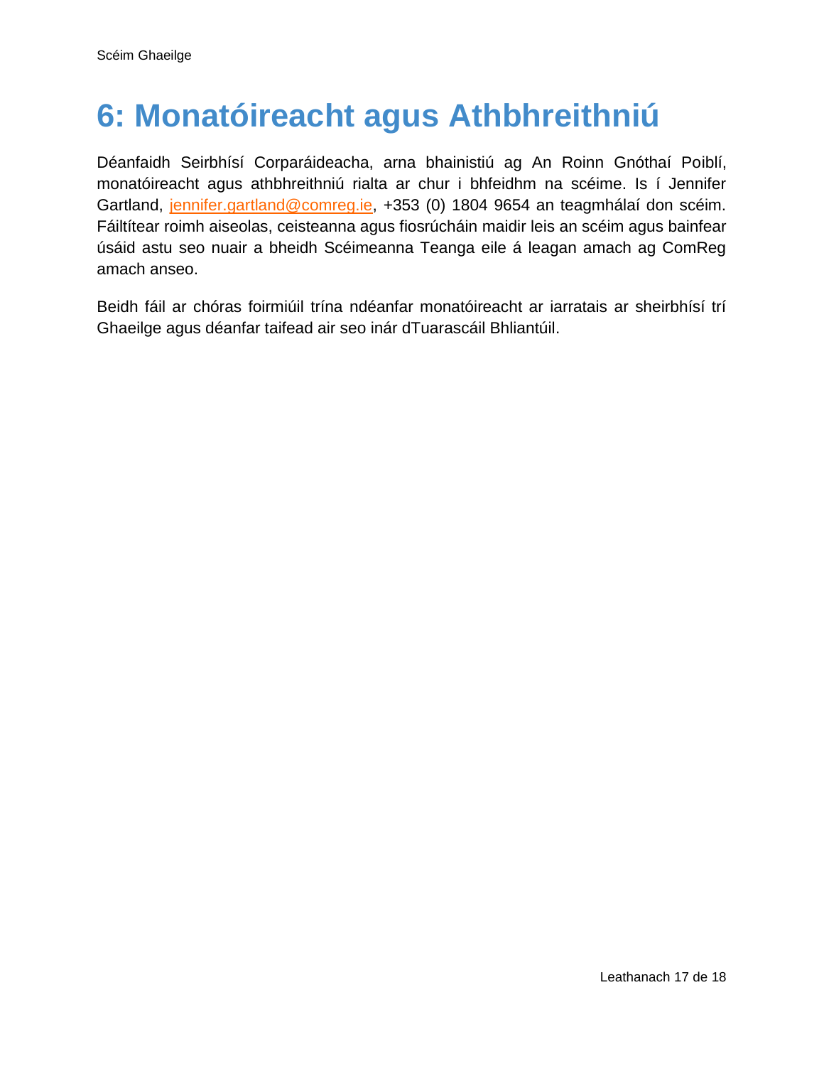# 6: Monatóireacht agus Athbhreithniú

Déanfaidh Seirbhísí Corparáideacha, arna bhainistiú ag An Roinn Gnóthaí Poiblí, monatóireacht agus athbhreithniú rialta ar chur i bhfeidhm na scéime. Is í Jennifer Gartland, jennifer.gartland@comreg.ie, +353 (0) 1804 9654 an teagmhálaí don scéim. Fáiltítear roimh aiseolas, ceisteanna agus fiosrúcháin maidir leis an scéim agus bainfear úsáid astu seo nuair a bheidh Scéimeanna Teanga eile á leagan amach ag ComReg amach anseo.

Beidh fáil ar chóras foirmiúil trína ndéanfar monatóireacht ar iarratais ar sheirbhísí trí Ghaeilge agus déanfar taifead air seo inár dTuarascáil Bhliantúil.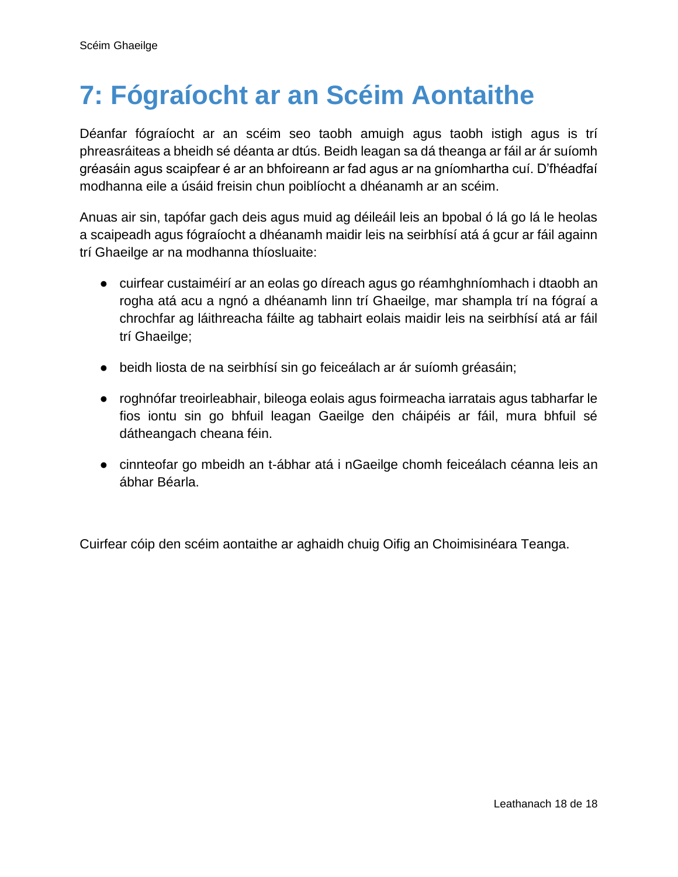# 7: Fógraíocht ar an Scéim Aontaithe

Déanfar fógraíocht ar an scéim seo taobh amuigh agus taobh istigh agus is trí phreasráiteas a bheidh sé déanta ar dtús. Beidh leagan sa dá theanga ar fáil ar ár suíomh gréasáin agus scaipfear é ar an bhfoireann ar fad agus ar na gníomhartha cuí. D'fhéadfaí modhanna eile a úsáid freisin chun poiblíocht a dhéanamh ar an scéim.

Anuas air sin, tapófar gach deis agus muid ag déileáil leis an bpobal ó lá go lá le heolas a scaipeadh agus fógraíocht a dhéanamh maidir leis na seirbhísí atá á gcur ar fáil againn trí Ghaeilge ar na modhanna thíosluaite:

- cuirfear custaiméirí ar an eolas go díreach agus go réamhghníomhach i dtaobh an rogha atá acu a ngnó a dhéanamh linn trí Ghaeilge, mar shampla trí na fógraí a chrochfar ag láithreacha fáilte ag tabhairt eolais maidir leis na seirbhísí atá ar fáil trí Ghaeilge;
- beidh liosta de na seirbhísí sin go feiceálach ar ár suíomh gréasáin;
- roghnófar treoirleabhair, bileoga eolais agus foirmeacha iarratais agus tabharfar le fios iontu sin go bhfuil leagan Gaeilge den cháipéis ar fáil, mura bhfuil sé dátheangach cheana féin.
- cinnteofar go mbeidh an t-ábhar atá i nGaeilge chomh feiceálach céanna leis an ábhar Béarla.

Cuirfear cóip den scéim aontaithe ar aghaidh chuig Oifig an Choimisinéara Teanga.